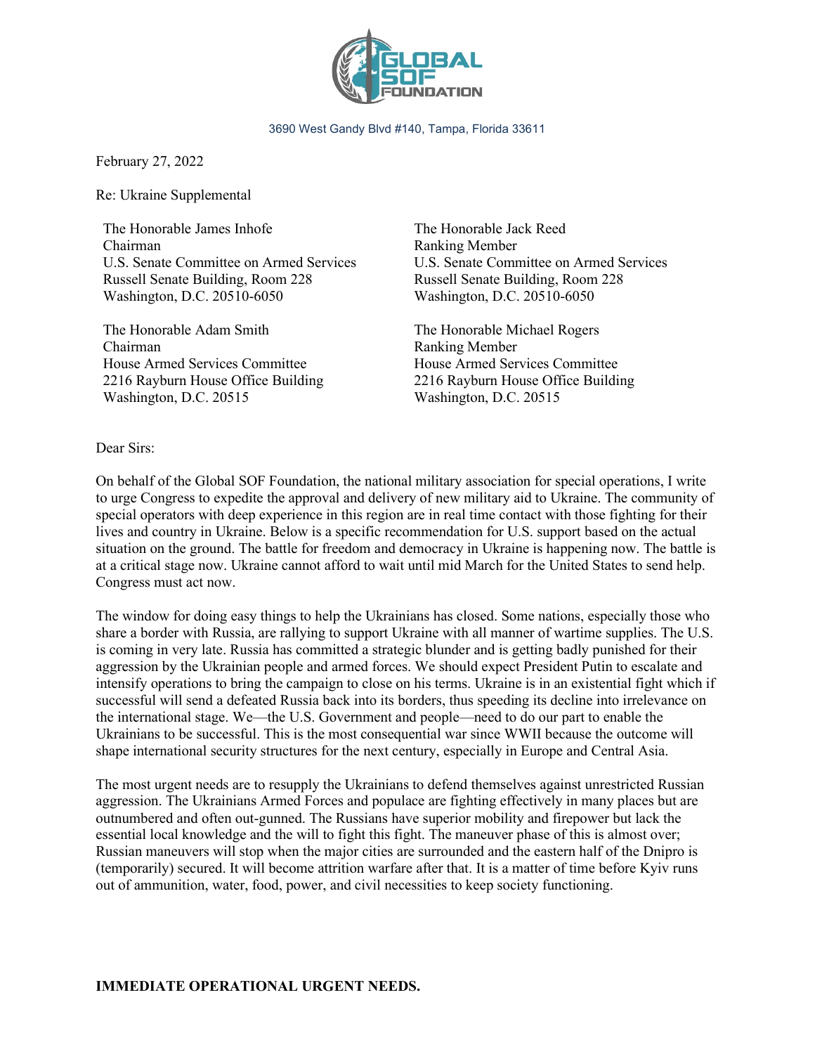GLOBAL SOF FOUNDATION

3690 West Gandy Blvd #140, Tampa, Florida 33611

February 27, 2022

Re: Ukraine Supplemental

The Honorable James Inhofe
Chairman
U.S. Senate Committee on Armed Services
Russell Senate Building, Room 228
Washington, D.C. 20510-6050

The Honorable Jack Reed
Ranking Member
U.S. Senate Committee on Armed Services
Russell Senate Building, Room 228
Washington, D.C. 20510-6050

The Honorable Adam Smith
Chairman
House Armed Services Committee
2216 Rayburn House Office Building
Washington, D.C. 20515

The Honorable Michael Rogers
Ranking Member
House Armed Services Committee
2216 Rayburn House Office Building
Washington, D.C. 20515

Dear Sirs:

On behalf of the Global SOF Foundation, the national military association for special operations, I write to urge Congress to expedite the approval and delivery of new military aid to Ukraine. The community of special operators with deep experience in this region are in real time contact with those fighting for their lives and country in Ukraine. Below is a specific recommendation for U.S. support based on the actual situation on the ground. The battle for freedom and democracy in Ukraine is happening now. The battle is at a critical stage now. Ukraine cannot afford to wait until mid March for the United States to send help. Congress must act now.

The window for doing easy things to help the Ukrainians has closed. Some nations, especially those who share a border with Russia, are rallying to support Ukraine with all manner of wartime supplies. The U.S. is coming in very late. Russia has committed a strategic blunder and is getting badly punished for their aggression by the Ukrainian people and armed forces. We should expect President Putin to escalate and intensify operations to bring the campaign to close on his terms. Ukraine is in an existential fight which if successful will send a defeated Russia back into its borders, thus speeding its decline into irrelevance on the international stage. We—the U.S. Government and people—need to do our part to enable the Ukrainians to be successful. This is the most consequential war since WWII because the outcome will shape international security structures for the next century, especially in Europe and Central Asia.

The most urgent needs are to resupply the Ukrainians to defend themselves against unrestricted Russian aggression. The Ukrainians Armed Forces and populace are fighting effectively in many places but are outnumbered and often out-gunned. The Russians have superior mobility and firepower but lack the essential local knowledge and the will to fight this fight. The maneuver phase of this is almost over; Russian maneuvers will stop when the major cities are surrounded and the eastern half of the Dnipro is (temporarily) secured. It will become attrition warfare after that. It is a matter of time before Kyiv runs out of ammunition, water, food, power, and civil necessities to keep society functioning.

**IMMEDIATE OPERATIONAL URGENT NEEDS.**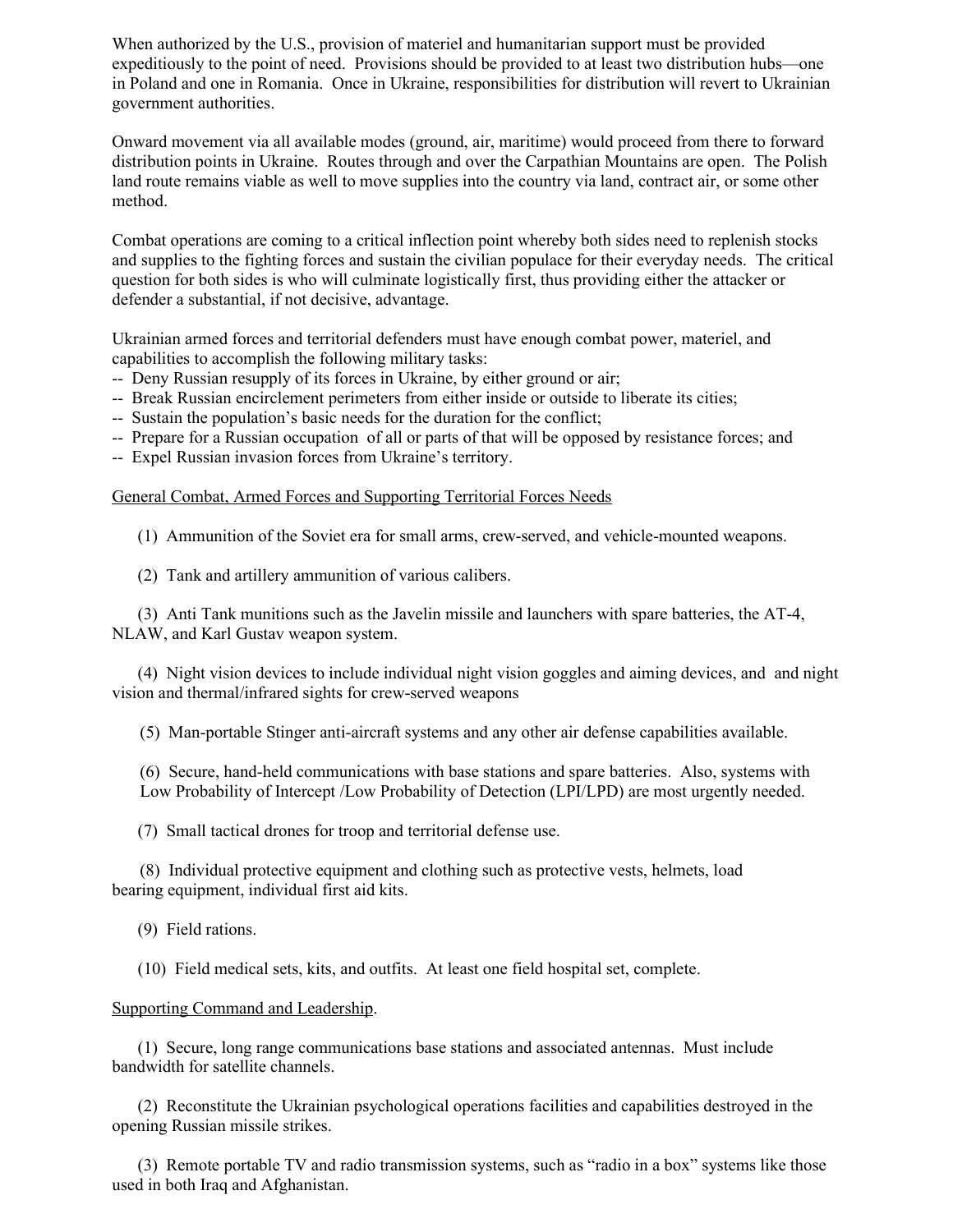When authorized by the U.S., provision of materiel and humanitarian support must be provided expeditiously to the point of need. Provisions should be provided to at least two distribution hubs—one in Poland and one in Romania. Once in Ukraine, responsibilities for distribution will revert to Ukrainian government authorities.

Onward movement via all available modes (ground, air, maritime) would proceed from there to forward distribution points in Ukraine. Routes through and over the Carpathian Mountains are open. The Polish land route remains viable as well to move supplies into the country via land, contract air, or some other method.

Combat operations are coming to a critical inflection point whereby both sides need to replenish stocks and supplies to the fighting forces and sustain the civilian populace for their everyday needs. The critical question for both sides is who will culminate logistically first, thus providing either the attacker or defender a substantial, if not decisive, advantage.

Ukrainian armed forces and territorial defenders must have enough combat power, materiel, and capabilities to accomplish the following military tasks:

-- Deny Russian resupply of its forces in Ukraine, by either ground or air;
-- Break Russian encirclement perimeters from either inside or outside to liberate its cities;
-- Sustain the population's basic needs for the duration for the conflict;
-- Prepare for a Russian occupation of all or parts of that will be opposed by resistance forces; and
-- Expel Russian invasion forces from Ukraine's territory.

<u>General Combat, Armed Forces and Supporting Territorial Forces Needs</u>

(1) Ammunition of the Soviet era for small arms, crew-served, and vehicle-mounted weapons.

(2) Tank and artillery ammunition of various calibers.

(3) Anti Tank munitions such as the Javelin missile and launchers with spare batteries, the AT-4, NLAW, and Karl Gustav weapon system.

(4) Night vision devices to include individual night vision goggles and aiming devices, and and night vision and thermal/infrared sights for crew-served weapons

(5) Man-portable Stinger anti-aircraft systems and any other air defense capabilities available.

(6) Secure, hand-held communications with base stations and spare batteries. Also, systems with Low Probability of Intercept /Low Probability of Detection (LPI/LPD) are most urgently needed.

(7) Small tactical drones for troop and territorial defense use.

(8) Individual protective equipment and clothing such as protective vests, helmets, load bearing equipment, individual first aid kits.

(9) Field rations.

(10) Field medical sets, kits, and outfits. At least one field hospital set, complete.

<u>Supporting Command and Leadership</u>.

(1) Secure, long range communications base stations and associated antennas. Must include bandwidth for satellite channels.

(2) Reconstitute the Ukrainian psychological operations facilities and capabilities destroyed in the opening Russian missile strikes.

(3) Remote portable TV and radio transmission systems, such as "radio in a box" systems like those used in both Iraq and Afghanistan.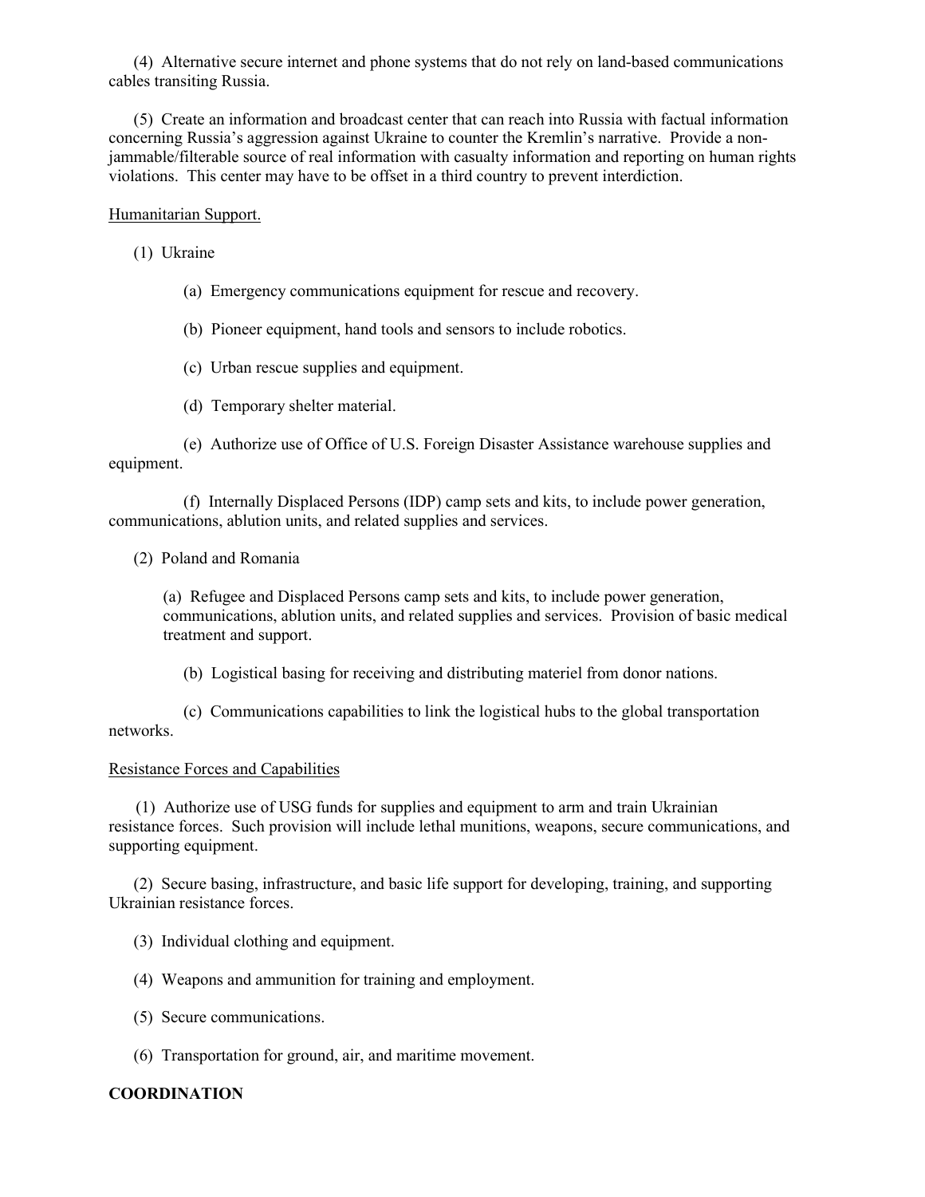(4) Alternative secure internet and phone systems that do not rely on land-based communications cables transiting Russia.

(5) Create an information and broadcast center that can reach into Russia with factual information concerning Russia's aggression against Ukraine to counter the Kremlin's narrative. Provide a non-jammable/filterable source of real information with casualty information and reporting on human rights violations. This center may have to be offset in a third country to prevent interdiction.

<u>Humanitarian Support.</u>

(1) Ukraine

(a) Emergency communications equipment for rescue and recovery.

(b) Pioneer equipment, hand tools and sensors to include robotics.

(c) Urban rescue supplies and equipment.

(d) Temporary shelter material.

(e) Authorize use of Office of U.S. Foreign Disaster Assistance warehouse supplies and equipment.

(f) Internally Displaced Persons (IDP) camp sets and kits, to include power generation, communications, ablution units, and related supplies and services.

(2) Poland and Romania

(a) Refugee and Displaced Persons camp sets and kits, to include power generation, communications, ablution units, and related supplies and services. Provision of basic medical treatment and support.

(b) Logistical basing for receiving and distributing materiel from donor nations.

(c) Communications capabilities to link the logistical hubs to the global transportation networks.

<u>Resistance Forces and Capabilities</u>

(1) Authorize use of USG funds for supplies and equipment to arm and train Ukrainian resistance forces. Such provision will include lethal munitions, weapons, secure communications, and supporting equipment.

(2) Secure basing, infrastructure, and basic life support for developing, training, and supporting Ukrainian resistance forces.

(3) Individual clothing and equipment.

(4) Weapons and ammunition for training and employment.

(5) Secure communications.

(6) Transportation for ground, air, and maritime movement.

**COORDINATION**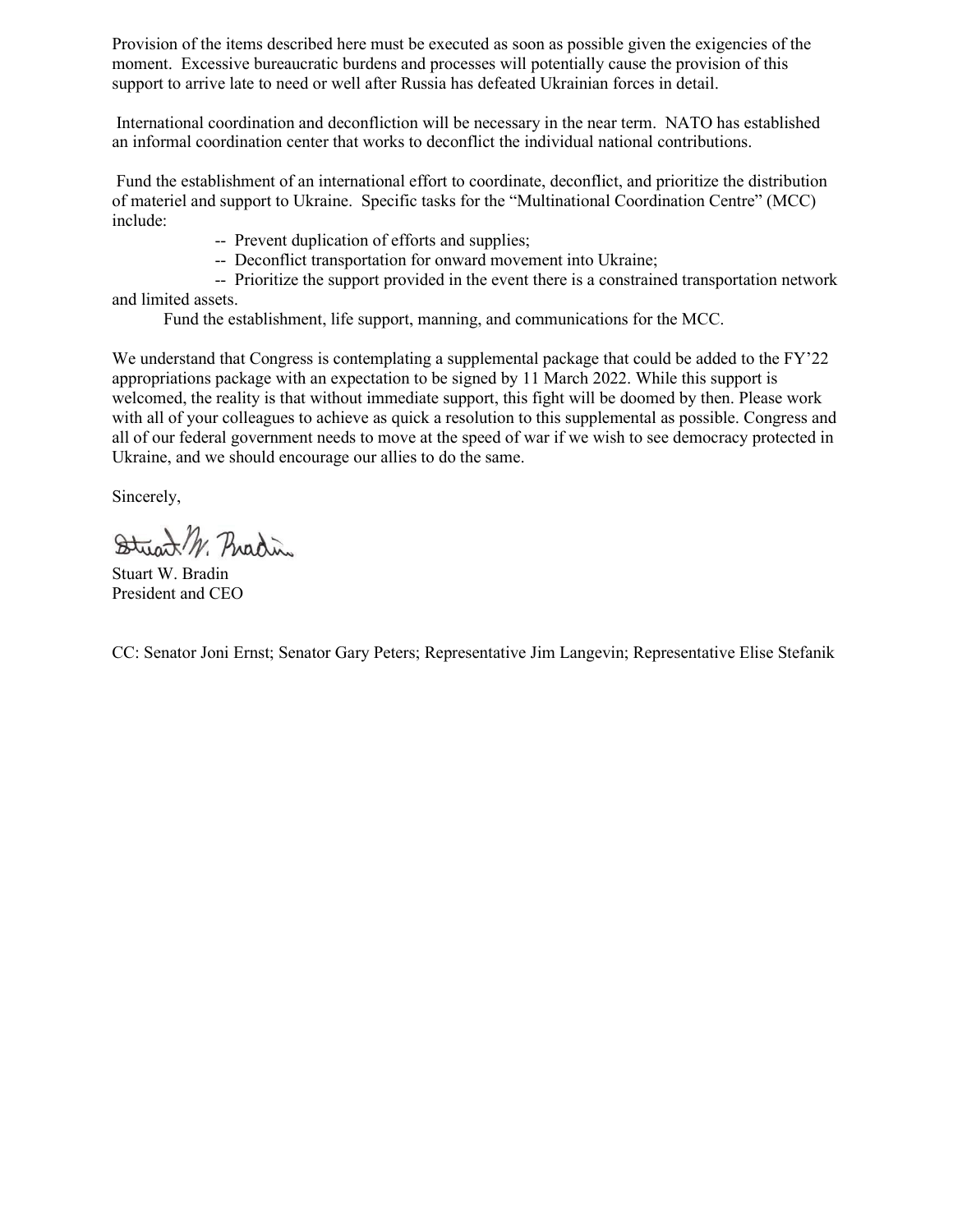Provision of the items described here must be executed as soon as possible given the exigencies of the moment. Excessive bureaucratic burdens and processes will potentially cause the provision of this support to arrive late to need or well after Russia has defeated Ukrainian forces in detail.

International coordination and deconfliction will be necessary in the near term. NATO has established an informal coordination center that works to deconflict the individual national contributions.

Fund the establishment of an international effort to coordinate, deconflict, and prioritize the distribution of materiel and support to Ukraine. Specific tasks for the "Multinational Coordination Centre" (MCC) include:

-- Prevent duplication of efforts and supplies;

-- Deconflict transportation for onward movement into Ukraine;

-- Prioritize the support provided in the event there is a constrained transportation network and limited assets.

Fund the establishment, life support, manning, and communications for the MCC.

We understand that Congress is contemplating a supplemental package that could be added to the FY'22 appropriations package with an expectation to be signed by 11 March 2022. While this support is welcomed, the reality is that without immediate support, this fight will be doomed by then. Please work with all of your colleagues to achieve as quick a resolution to this supplemental as possible. Congress and all of our federal government needs to move at the speed of war if we wish to see democracy protected in Ukraine, and we should encourage our allies to do the same.

Sincerely,

Stuart W. Bradin

Stuart W. Bradin
President and CEO

CC: Senator Joni Ernst; Senator Gary Peters; Representative Jim Langevin; Representative Elise Stefanik